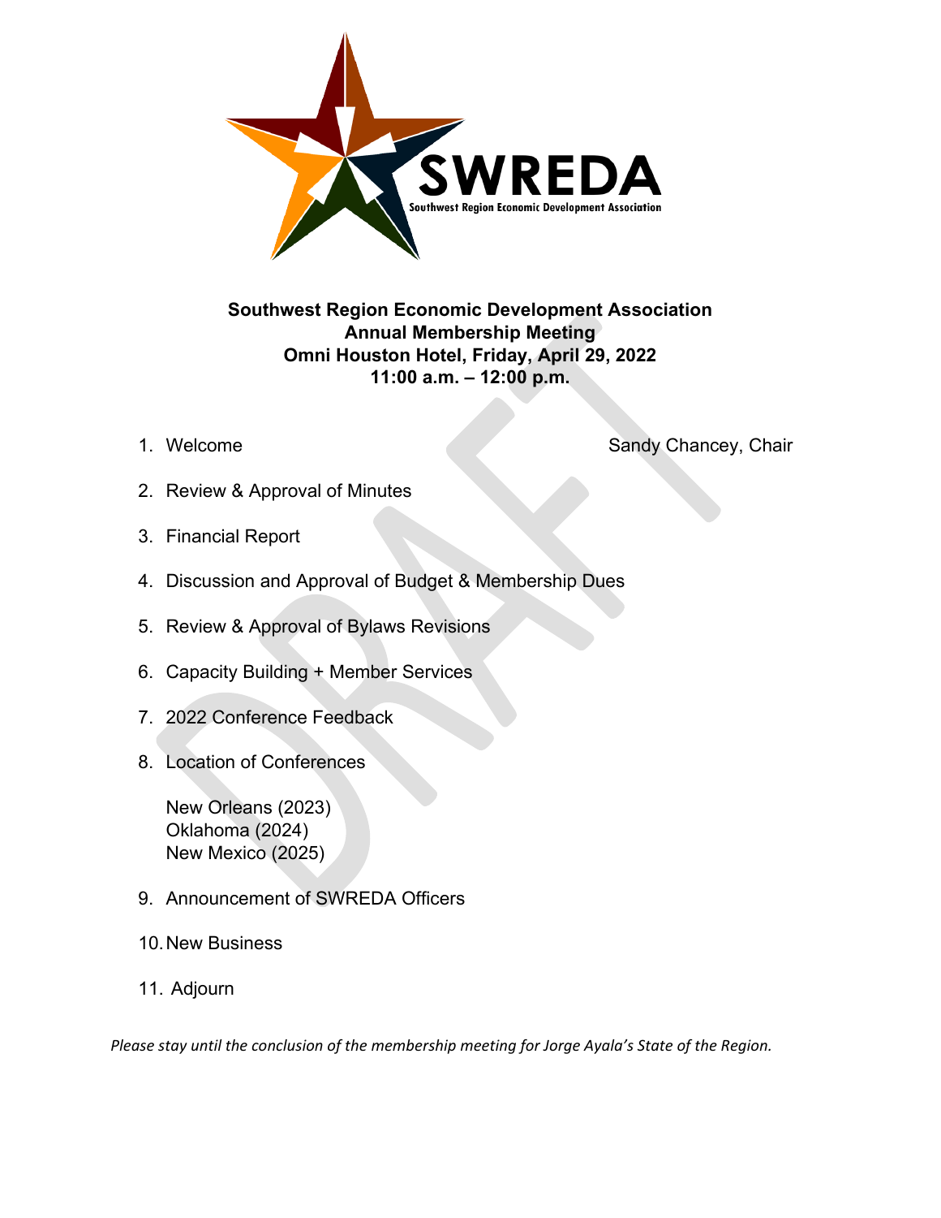SWREDA

Southwest Region Economic Development Association

**Southwest Region Economic Development Association**
**Annual Membership Meeting**
**Omni Houston Hotel, Friday, April 29, 2022**
**11:00 a.m. – 12:00 p.m.**

1. Welcome — Sandy Chancey, Chair
2. Review & Approval of Minutes
3. Financial Report
4. Discussion and Approval of Budget & Membership Dues
5. Review & Approval of Bylaws Revisions
6. Capacity Building + Member Services
7. 2022 Conference Feedback
8. Location of Conferences

   New Orleans (2023)
   Oklahoma (2024)
   New Mexico (2025)

9. Announcement of SWREDA Officers
10. New Business
11. Adjourn

*Please stay until the conclusion of the membership meeting for Jorge Ayala's State of the Region.*

DRAFT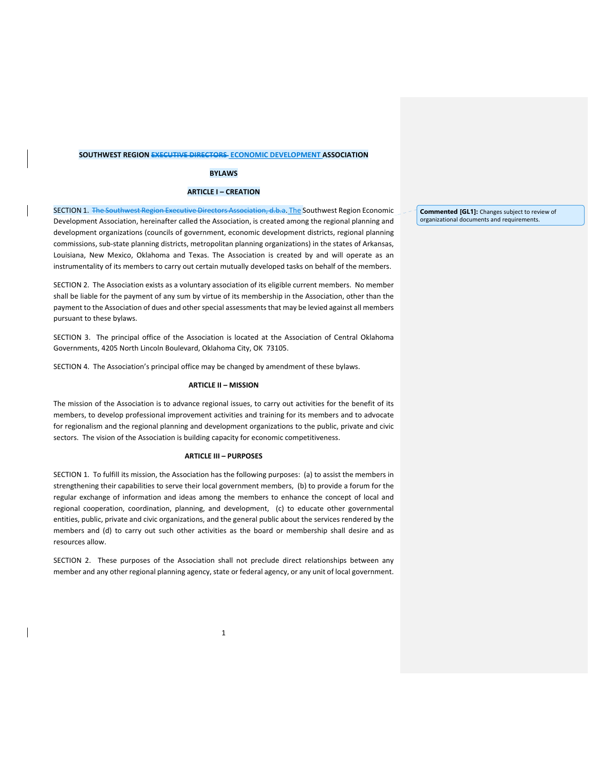**SOUTHWEST REGION ~~EXECUTIVE DIRECTORS~~ ECONOMIC DEVELOPMENT ASSOCIATION**

**BYLAWS**

**ARTICLE I – CREATION**

SECTION 1. ~~The Southwest Region Executive Directors Association, d.b.a.~~ The Southwest Region Economic Development Association, hereinafter called the Association, is created among the regional planning and development organizations (councils of government, economic development districts, regional planning commissions, sub-state planning districts, metropolitan planning organizations) in the states of Arkansas, Louisiana, New Mexico, Oklahoma and Texas. The Association is created by and will operate as an instrumentality of its members to carry out certain mutually developed tasks on behalf of the members.

**Commented [GL1]:** Changes subject to review of organizational documents and requirements.

SECTION 2. The Association exists as a voluntary association of its eligible current members. No member shall be liable for the payment of any sum by virtue of its membership in the Association, other than the payment to the Association of dues and other special assessments that may be levied against all members pursuant to these bylaws.

SECTION 3. The principal office of the Association is located at the Association of Central Oklahoma Governments, 4205 North Lincoln Boulevard, Oklahoma City, OK 73105.

SECTION 4. The Association's principal office may be changed by amendment of these bylaws.

**ARTICLE II – MISSION**

The mission of the Association is to advance regional issues, to carry out activities for the benefit of its members, to develop professional improvement activities and training for its members and to advocate for regionalism and the regional planning and development organizations to the public, private and civic sectors. The vision of the Association is building capacity for economic competitiveness.

**ARTICLE III – PURPOSES**

SECTION 1. To fulfill its mission, the Association has the following purposes: (a) to assist the members in strengthening their capabilities to serve their local government members, (b) to provide a forum for the regular exchange of information and ideas among the members to enhance the concept of local and regional cooperation, coordination, planning, and development, (c) to educate other governmental entities, public, private and civic organizations, and the general public about the services rendered by the members and (d) to carry out such other activities as the board or membership shall desire and as resources allow.

SECTION 2. These purposes of the Association shall not preclude direct relationships between any member and any other regional planning agency, state or federal agency, or any unit of local government.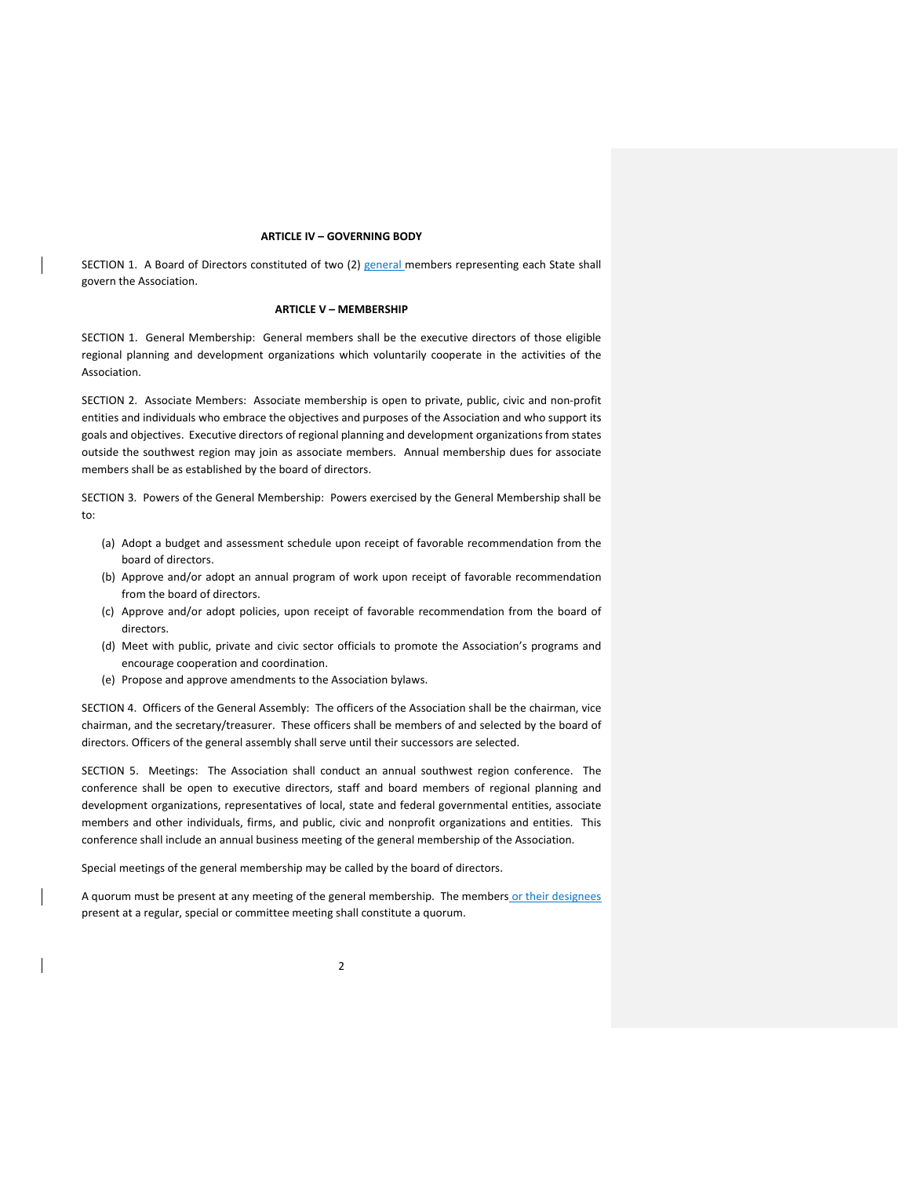## ARTICLE IV – GOVERNING BODY

SECTION 1. A Board of Directors constituted of two (2) general members representing each State shall govern the Association.

## ARTICLE V – MEMBERSHIP

SECTION 1. General Membership: General members shall be the executive directors of those eligible regional planning and development organizations which voluntarily cooperate in the activities of the Association.

SECTION 2. Associate Members: Associate membership is open to private, public, civic and non-profit entities and individuals who embrace the objectives and purposes of the Association and who support its goals and objectives. Executive directors of regional planning and development organizations from states outside the southwest region may join as associate members. Annual membership dues for associate members shall be as established by the board of directors.

SECTION 3. Powers of the General Membership: Powers exercised by the General Membership shall be to:

(a) Adopt a budget and assessment schedule upon receipt of favorable recommendation from the board of directors.
(b) Approve and/or adopt an annual program of work upon receipt of favorable recommendation from the board of directors.
(c) Approve and/or adopt policies, upon receipt of favorable recommendation from the board of directors.
(d) Meet with public, private and civic sector officials to promote the Association's programs and encourage cooperation and coordination.
(e) Propose and approve amendments to the Association bylaws.

SECTION 4. Officers of the General Assembly: The officers of the Association shall be the chairman, vice chairman, and the secretary/treasurer. These officers shall be members of and selected by the board of directors. Officers of the general assembly shall serve until their successors are selected.

SECTION 5. Meetings: The Association shall conduct an annual southwest region conference. The conference shall be open to executive directors, staff and board members of regional planning and development organizations, representatives of local, state and federal governmental entities, associate members and other individuals, firms, and public, civic and nonprofit organizations and entities. This conference shall include an annual business meeting of the general membership of the Association.

Special meetings of the general membership may be called by the board of directors.

A quorum must be present at any meeting of the general membership. The members or their designees present at a regular, special or committee meeting shall constitute a quorum.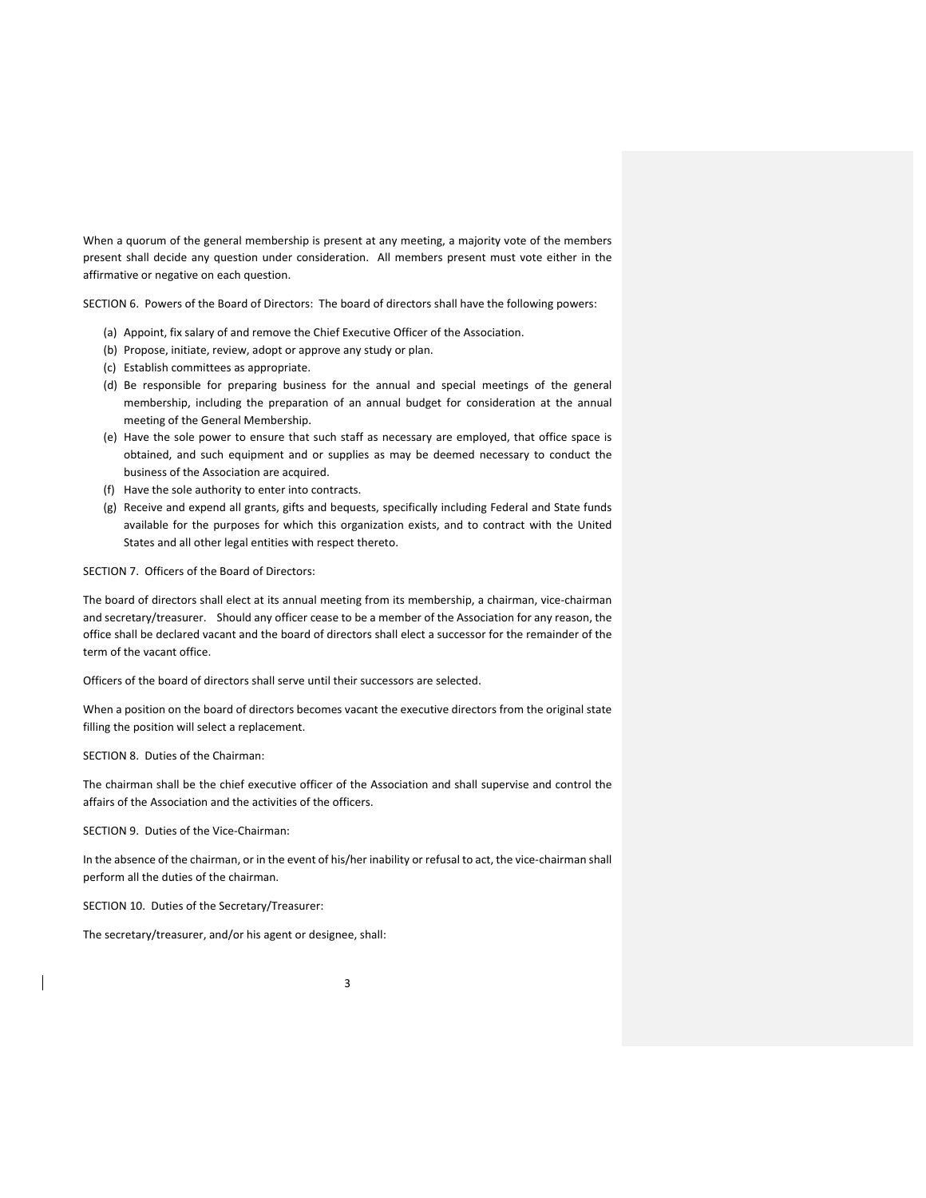When a quorum of the general membership is present at any meeting, a majority vote of the members present shall decide any question under consideration. All members present must vote either in the affirmative or negative on each question.

SECTION 6. Powers of the Board of Directors: The board of directors shall have the following powers:

(a) Appoint, fix salary of and remove the Chief Executive Officer of the Association.
(b) Propose, initiate, review, adopt or approve any study or plan.
(c) Establish committees as appropriate.
(d) Be responsible for preparing business for the annual and special meetings of the general membership, including the preparation of an annual budget for consideration at the annual meeting of the General Membership.
(e) Have the sole power to ensure that such staff as necessary are employed, that office space is obtained, and such equipment and or supplies as may be deemed necessary to conduct the business of the Association are acquired.
(f) Have the sole authority to enter into contracts.
(g) Receive and expend all grants, gifts and bequests, specifically including Federal and State funds available for the purposes for which this organization exists, and to contract with the United States and all other legal entities with respect thereto.

SECTION 7. Officers of the Board of Directors:

The board of directors shall elect at its annual meeting from its membership, a chairman, vice-chairman and secretary/treasurer. Should any officer cease to be a member of the Association for any reason, the office shall be declared vacant and the board of directors shall elect a successor for the remainder of the term of the vacant office.

Officers of the board of directors shall serve until their successors are selected.

When a position on the board of directors becomes vacant the executive directors from the original state filling the position will select a replacement.

SECTION 8. Duties of the Chairman:

The chairman shall be the chief executive officer of the Association and shall supervise and control the affairs of the Association and the activities of the officers.

SECTION 9. Duties of the Vice-Chairman:

In the absence of the chairman, or in the event of his/her inability or refusal to act, the vice-chairman shall perform all the duties of the chairman.

SECTION 10. Duties of the Secretary/Treasurer:

The secretary/treasurer, and/or his agent or designee, shall: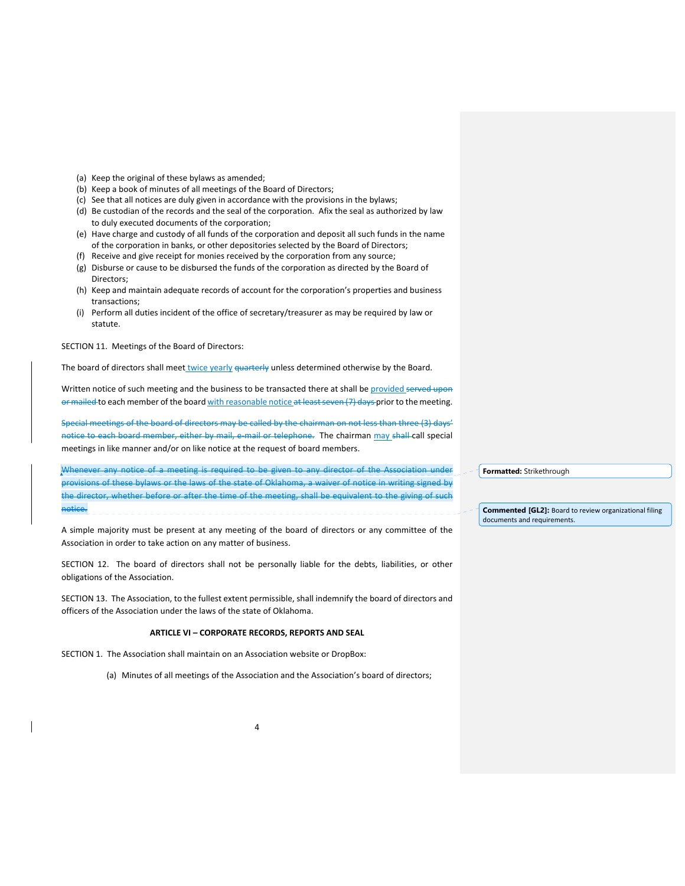(a) Keep the original of these bylaws as amended;
(b) Keep a book of minutes of all meetings of the Board of Directors;
(c) See that all notices are duly given in accordance with the provisions in the bylaws;
(d) Be custodian of the records and the seal of the corporation. Afix the seal as authorized by law to duly executed documents of the corporation;
(e) Have charge and custody of all funds of the corporation and deposit all such funds in the name of the corporation in banks, or other depositories selected by the Board of Directors;
(f) Receive and give receipt for monies received by the corporation from any source;
(g) Disburse or cause to be disbursed the funds of the corporation as directed by the Board of Directors;
(h) Keep and maintain adequate records of account for the corporation's properties and business transactions;
(i) Perform all duties incident of the office of secretary/treasurer as may be required by law or statute.

SECTION 11. Meetings of the Board of Directors:

The board of directors shall meet twice yearly ~~quarterly~~ unless determined otherwise by the Board.

Written notice of such meeting and the business to be transacted there at shall be provided ~~served upon or mailed~~ to each member of the board with reasonable notice ~~at least seven (7) days~~ prior to the meeting.

~~Special meetings of the board of directors may be called by the chairman on not less than three (3) days' notice to each board member, either by mail, e-mail or telephone.~~ The chairman may ~~shall~~ call special meetings in like manner and/or on like notice at the request of board members.

~~Whenever any notice of a meeting is required to be given to any director of the Association under provisions of these bylaws or the laws of the state of Oklahoma, a waiver of notice in writing signed by the director, whether before or after the time of the meeting, shall be equivalent to the giving of such notice.~~

A simple majority must be present at any meeting of the board of directors or any committee of the Association in order to take action on any matter of business.

SECTION 12. The board of directors shall not be personally liable for the debts, liabilities, or other obligations of the Association.

SECTION 13. The Association, to the fullest extent permissible, shall indemnify the board of directors and officers of the Association under the laws of the state of Oklahoma.

**ARTICLE VI – CORPORATE RECORDS, REPORTS AND SEAL**

SECTION 1. The Association shall maintain on an Association website or DropBox:

(a) Minutes of all meetings of the Association and the Association's board of directors;

**Formatted:** Strikethrough

**Commented [GL2]:** Board to review organizational filing documents and requirements.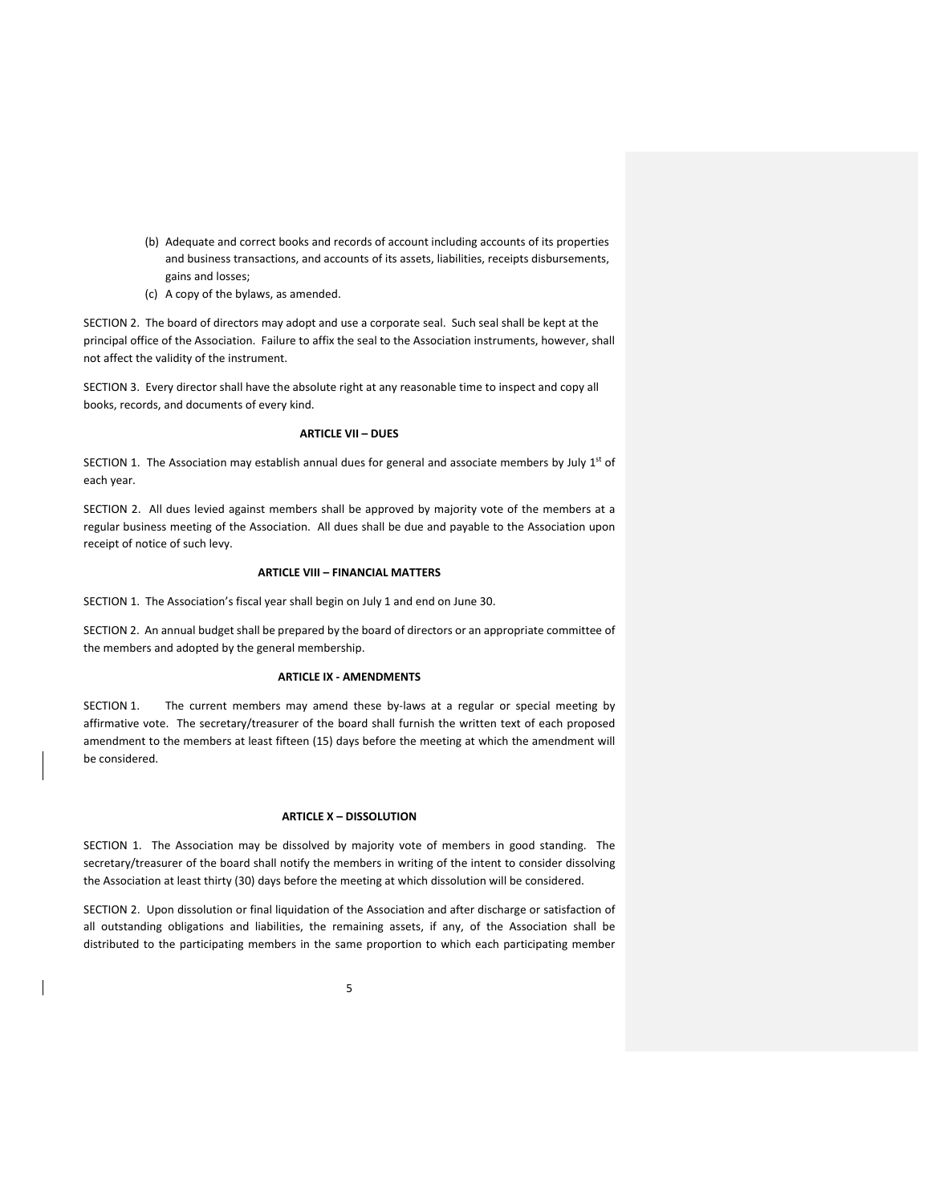(b) Adequate and correct books and records of account including accounts of its properties and business transactions, and accounts of its assets, liabilities, receipts disbursements, gains and losses;
(c) A copy of the bylaws, as amended.

SECTION 2. The board of directors may adopt and use a corporate seal. Such seal shall be kept at the principal office of the Association. Failure to affix the seal to the Association instruments, however, shall not affect the validity of the instrument.

SECTION 3. Every director shall have the absolute right at any reasonable time to inspect and copy all books, records, and documents of every kind.

**ARTICLE VII – DUES**

SECTION 1. The Association may establish annual dues for general and associate members by July 1st of each year.

SECTION 2. All dues levied against members shall be approved by majority vote of the members at a regular business meeting of the Association. All dues shall be due and payable to the Association upon receipt of notice of such levy.

**ARTICLE VIII – FINANCIAL MATTERS**

SECTION 1. The Association's fiscal year shall begin on July 1 and end on June 30.

SECTION 2. An annual budget shall be prepared by the board of directors or an appropriate committee of the members and adopted by the general membership.

**ARTICLE IX - AMENDMENTS**

SECTION 1. The current members may amend these by-laws at a regular or special meeting by affirmative vote. The secretary/treasurer of the board shall furnish the written text of each proposed amendment to the members at least fifteen (15) days before the meeting at which the amendment will be considered.

**ARTICLE X – DISSOLUTION**

SECTION 1. The Association may be dissolved by majority vote of members in good standing. The secretary/treasurer of the board shall notify the members in writing of the intent to consider dissolving the Association at least thirty (30) days before the meeting at which dissolution will be considered.

SECTION 2. Upon dissolution or final liquidation of the Association and after discharge or satisfaction of all outstanding obligations and liabilities, the remaining assets, if any, of the Association shall be distributed to the participating members in the same proportion to which each participating member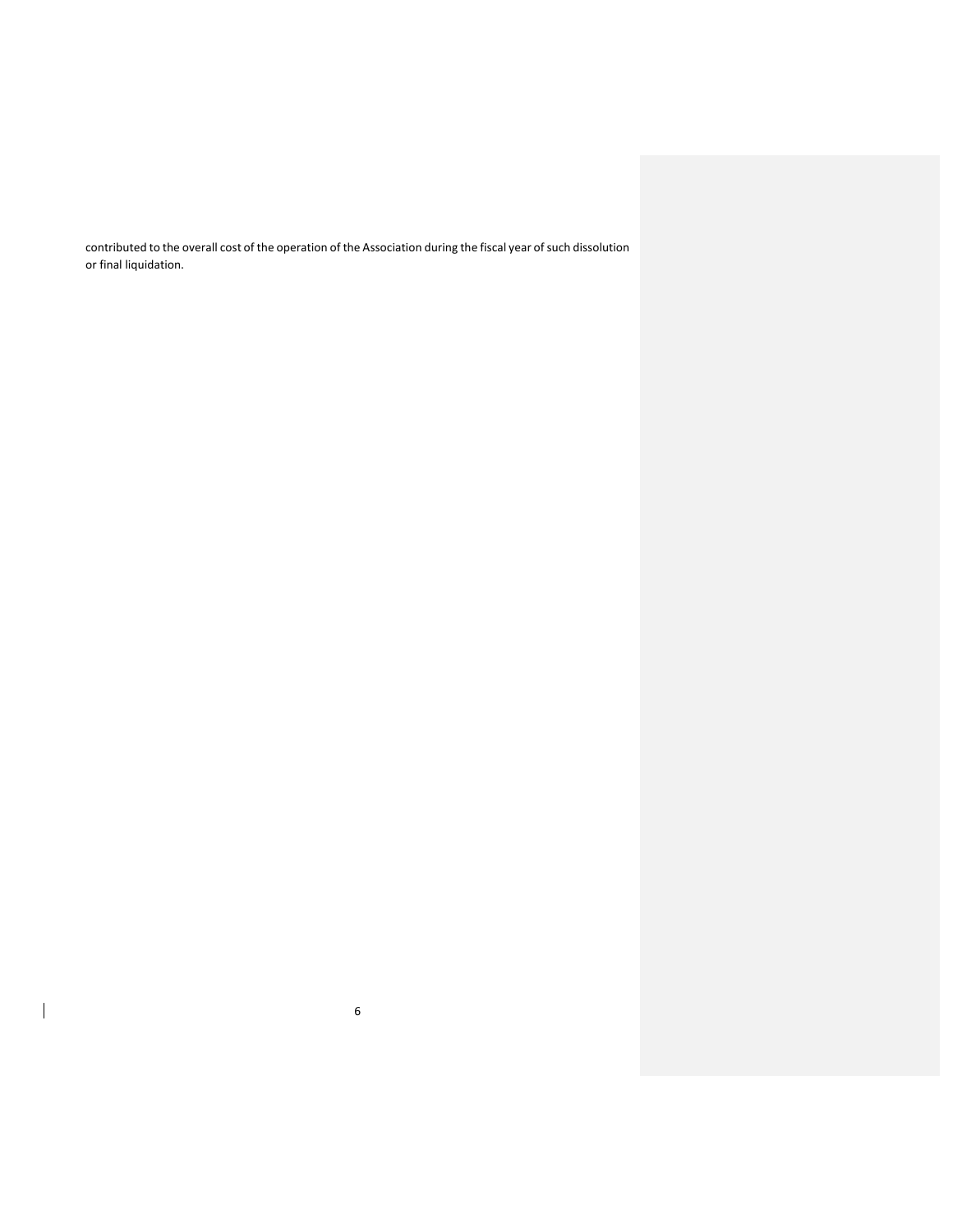contributed to the overall cost of the operation of the Association during the fiscal year of such dissolution or final liquidation.